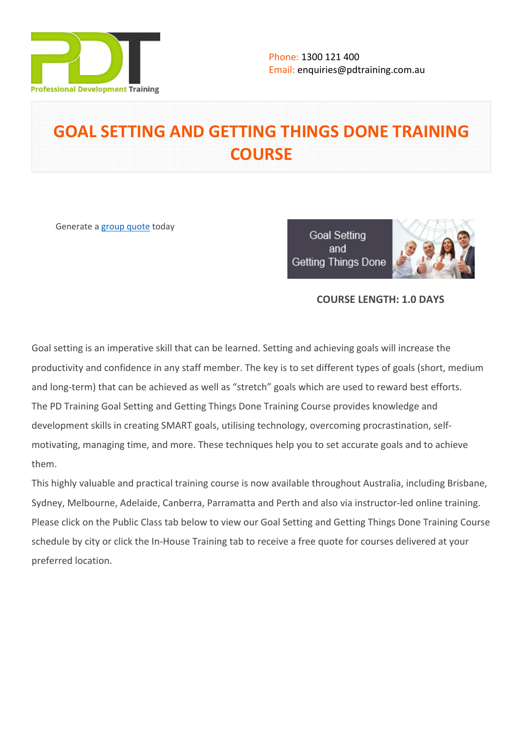Phone: 1300 121 400
Email: enquiries@pdtraining.com.au

# GOAL SETTING AND GETTING THINGS DONE TRAINING COURSE

Generate a group quote today

**COURSE LENGTH: 1.0 DAYS**

Goal setting is an imperative skill that can be learned. Setting and achieving goals will increase the productivity and confidence in any staff member. The key is to set different types of goals (short, medium and long-term) that can be achieved as well as "stretch" goals which are used to reward best efforts.
The PD Training Goal Setting and Getting Things Done Training Course provides knowledge and development skills in creating SMART goals, utilising technology, overcoming procrastination, self-motivating, managing time, and more. These techniques help you to set accurate goals and to achieve them.
This highly valuable and practical training course is now available throughout Australia, including Brisbane, Sydney, Melbourne, Adelaide, Canberra, Parramatta and Perth and also via instructor-led online training.
Please click on the Public Class tab below to view our Goal Setting and Getting Things Done Training Course schedule by city or click the In-House Training tab to receive a free quote for courses delivered at your preferred location.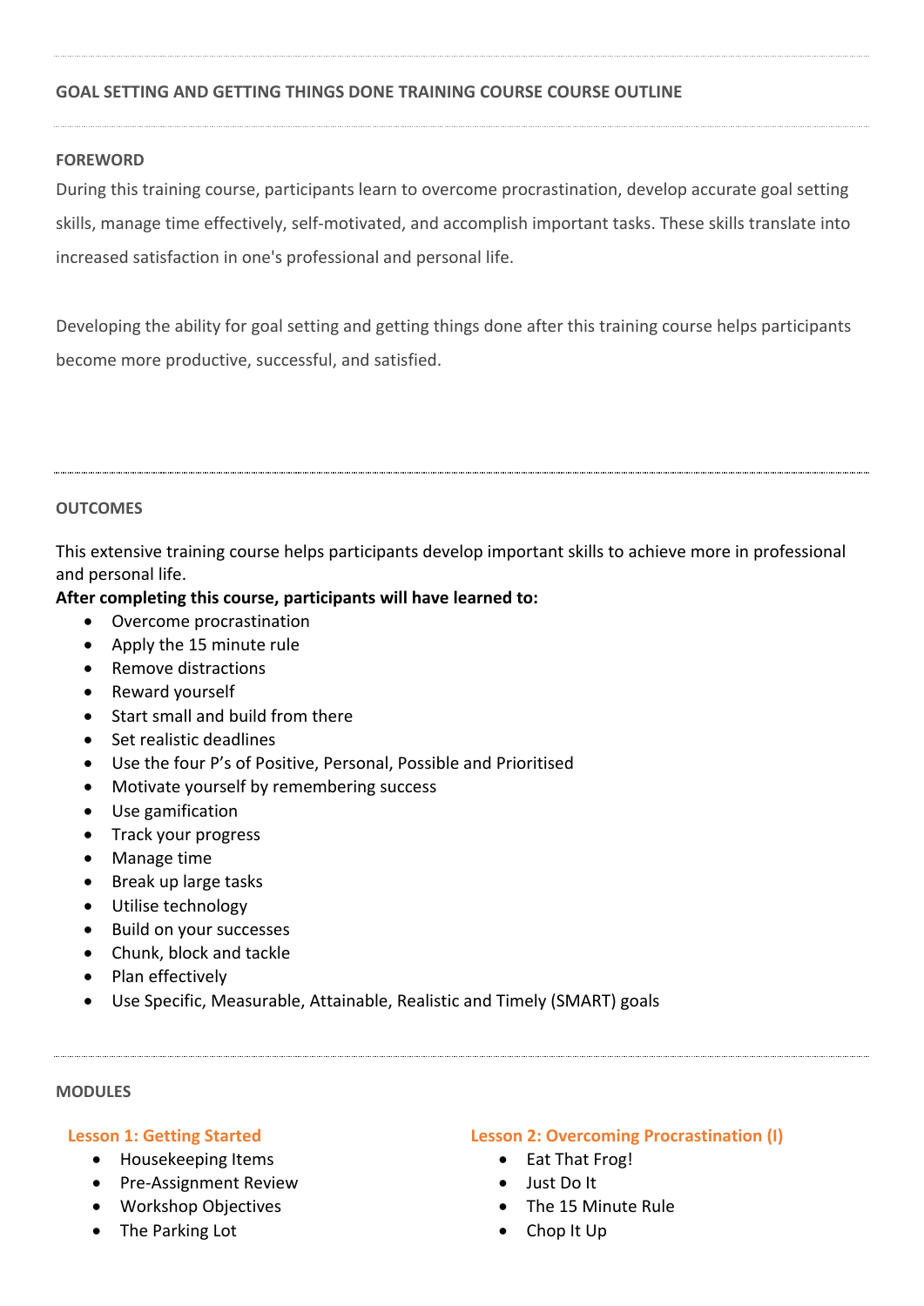## GOAL SETTING AND GETTING THINGS DONE TRAINING COURSE COURSE OUTLINE

### FOREWORD

During this training course, participants learn to overcome procrastination, develop accurate goal setting skills, manage time effectively, self-motivated, and accomplish important tasks. These skills translate into increased satisfaction in one's professional and personal life.

Developing the ability for goal setting and getting things done after this training course helps participants become more productive, successful, and satisfied.

### OUTCOMES

This extensive training course helps participants develop important skills to achieve more in professional and personal life.

**After completing this course, participants will have learned to:**

- Overcome procrastination
- Apply the 15 minute rule
- Remove distractions
- Reward yourself
- Start small and build from there
- Set realistic deadlines
- Use the four P's of Positive, Personal, Possible and Prioritised
- Motivate yourself by remembering success
- Use gamification
- Track your progress
- Manage time
- Break up large tasks
- Utilise technology
- Build on your successes
- Chunk, block and tackle
- Plan effectively
- Use Specific, Measurable, Attainable, Realistic and Timely (SMART) goals

### MODULES

#### Lesson 1: Getting Started

- Housekeeping Items
- Pre-Assignment Review
- Workshop Objectives
- The Parking Lot

#### Lesson 2: Overcoming Procrastination (I)

- Eat That Frog!
- Just Do It
- The 15 Minute Rule
- Chop It Up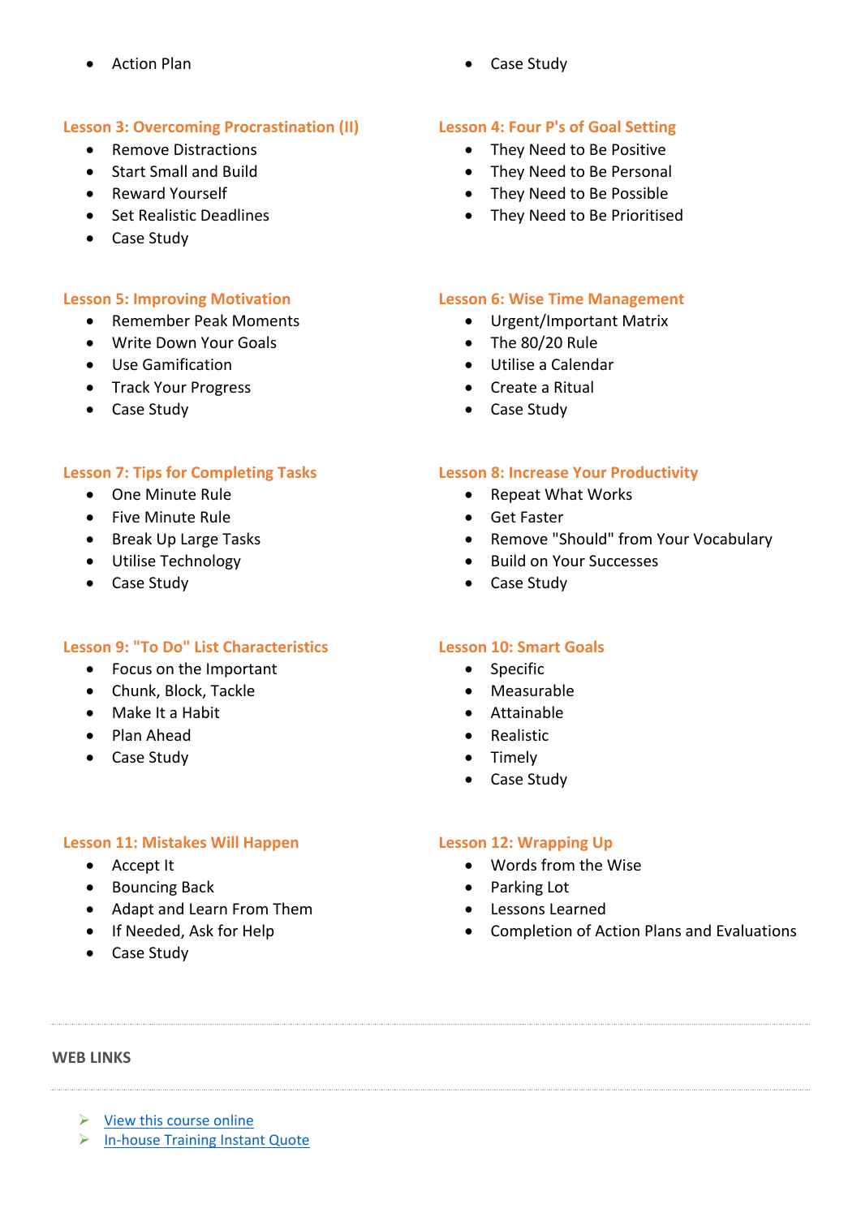- Action Plan

- Case Study

### Lesson 3: Overcoming Procrastination (II)

- Remove Distractions
- Start Small and Build
- Reward Yourself
- Set Realistic Deadlines
- Case Study

### Lesson 4: Four P's of Goal Setting

- They Need to Be Positive
- They Need to Be Personal
- They Need to Be Possible
- They Need to Be Prioritised

### Lesson 5: Improving Motivation

- Remember Peak Moments
- Write Down Your Goals
- Use Gamification
- Track Your Progress
- Case Study

### Lesson 6: Wise Time Management

- Urgent/Important Matrix
- The 80/20 Rule
- Utilise a Calendar
- Create a Ritual
- Case Study

### Lesson 7: Tips for Completing Tasks

- One Minute Rule
- Five Minute Rule
- Break Up Large Tasks
- Utilise Technology
- Case Study

### Lesson 8: Increase Your Productivity

- Repeat What Works
- Get Faster
- Remove "Should" from Your Vocabulary
- Build on Your Successes
- Case Study

### Lesson 9: "To Do" List Characteristics

- Focus on the Important
- Chunk, Block, Tackle
- Make It a Habit
- Plan Ahead
- Case Study

### Lesson 10: Smart Goals

- Specific
- Measurable
- Attainable
- Realistic
- Timely
- Case Study

### Lesson 11: Mistakes Will Happen

- Accept It
- Bouncing Back
- Adapt and Learn From Them
- If Needed, Ask for Help
- Case Study

### Lesson 12: Wrapping Up

- Words from the Wise
- Parking Lot
- Lessons Learned
- Completion of Action Plans and Evaluations

---

## WEB LINKS

---

- View this course online
- In-house Training Instant Quote